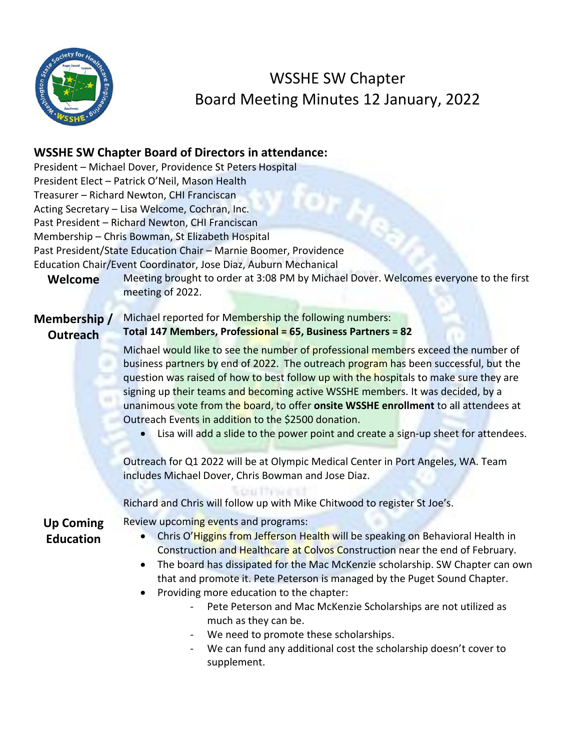# WSSHE SW Chapter
## Board Meeting Minutes 12 January, 2022

### WSSHE SW Chapter Board of Directors in attendance:

President – Michael Dover, Providence St Peters Hospital
President Elect – Patrick O'Neil, Mason Health
Treasurer – Richard Newton, CHI Franciscan
Acting Secretary – Lisa Welcome, Cochran, Inc.
Past President – Richard Newton, CHI Franciscan
Membership – Chris Bowman, St Elizabeth Hospital
Past President/State Education Chair – Marnie Boomer, Providence
Education Chair/Event Coordinator, Jose Diaz, Auburn Mechanical

**Welcome**

Meeting brought to order at 3:08 PM by Michael Dover. Welcomes everyone to the first meeting of 2022.

**Membership / Outreach**

Michael reported for Membership the following numbers:
**Total 147 Members, Professional = 65, Business Partners = 82**

Michael would like to see the number of professional members exceed the number of business partners by end of 2022. The outreach program has been successful, but the question was raised of how to best follow up with the hospitals to make sure they are signing up their teams and becoming active WSSHE members. It was decided, by a unanimous vote from the board, to offer **onsite WSSHE enrollment** to all attendees at Outreach Events in addition to the $2500 donation.

- Lisa will add a slide to the power point and create a sign-up sheet for attendees.

Outreach for Q1 2022 will be at Olympic Medical Center in Port Angeles, WA. Team includes Michael Dover, Chris Bowman and Jose Diaz.

Richard and Chris will follow up with Mike Chitwood to register St Joe's.

**Up Coming Education**

Review upcoming events and programs:

- Chris O'Higgins from Jefferson Health will be speaking on Behavioral Health in Construction and Healthcare at Colvos Construction near the end of February.
- The board has dissipated for the Mac McKenzie scholarship. SW Chapter can own that and promote it. Pete Peterson is managed by the Puget Sound Chapter.
- Providing more education to the chapter:
  - Pete Peterson and Mac McKenzie Scholarships are not utilized as much as they can be.
  - We need to promote these scholarships.
  - We can fund any additional cost the scholarship doesn't cover to supplement.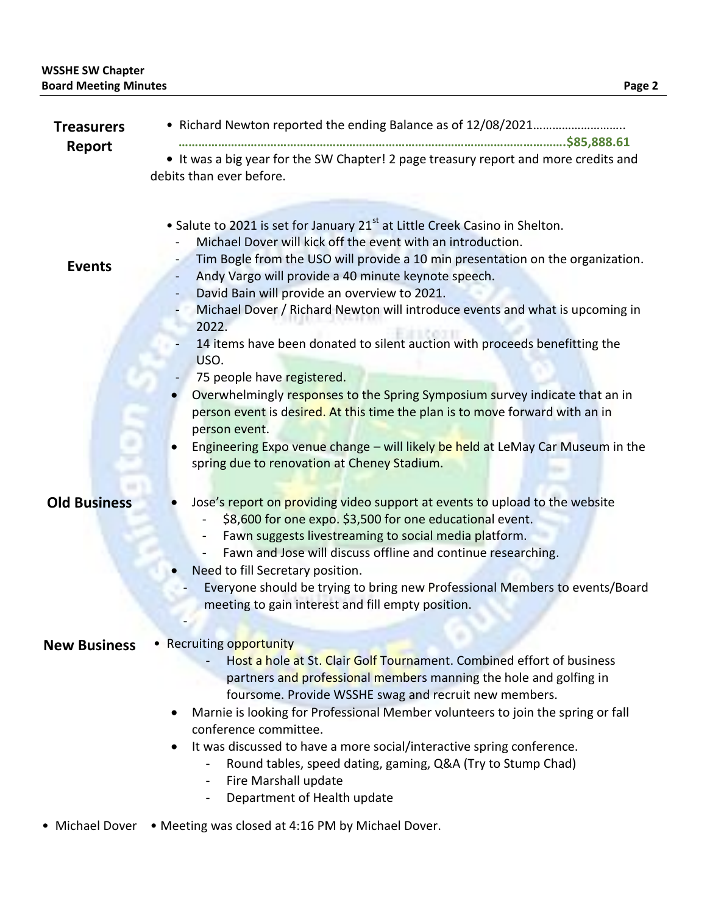**Treasurers Report**

- Richard Newton reported the ending Balance as of 12/08/2021…………………………………………………………………………………………………………………………………….$85,888.61
- It was a big year for the SW Chapter! 2 page treasury report and more credits and debits than ever before.

**Events**

- Salute to 2021 is set for January 21st at Little Creek Casino in Shelton.
  - Michael Dover will kick off the event with an introduction.
  - Tim Bogle from the USO will provide a 10 min presentation on the organization.
  - Andy Vargo will provide a 40 minute keynote speech.
  - David Bain will provide an overview to 2021.
  - Michael Dover / Richard Newton will introduce events and what is upcoming in 2022.
  - 14 items have been donated to silent auction with proceeds benefitting the USO.
  - 75 people have registered.
- Overwhelmingly responses to the Spring Symposium survey indicate that an in person event is desired. At this time the plan is to move forward with an in person event.
- Engineering Expo venue change – will likely be held at LeMay Car Museum in the spring due to renovation at Cheney Stadium.

**Old Business**

- Jose's report on providing video support at events to upload to the website
  - $8,600 for one expo. $3,500 for one educational event.
  - Fawn suggests livestreaming to social media platform.
  - Fawn and Jose will discuss offline and continue researching.
- Need to fill Secretary position.
  - Everyone should be trying to bring new Professional Members to events/Board meeting to gain interest and fill empty position.
  -

**New Business**

- Recruiting opportunity
  - Host a hole at St. Clair Golf Tournament. Combined effort of business partners and professional members manning the hole and golfing in foursome. Provide WSSHE swag and recruit new members.
- Marnie is looking for Professional Member volunteers to join the spring or fall conference committee.
- It was discussed to have a more social/interactive spring conference.
  - Round tables, speed dating, gaming, Q&A (Try to Stump Chad)
  - Fire Marshall update
  - Department of Health update

- Michael Dover
- Meeting was closed at 4:16 PM by Michael Dover.